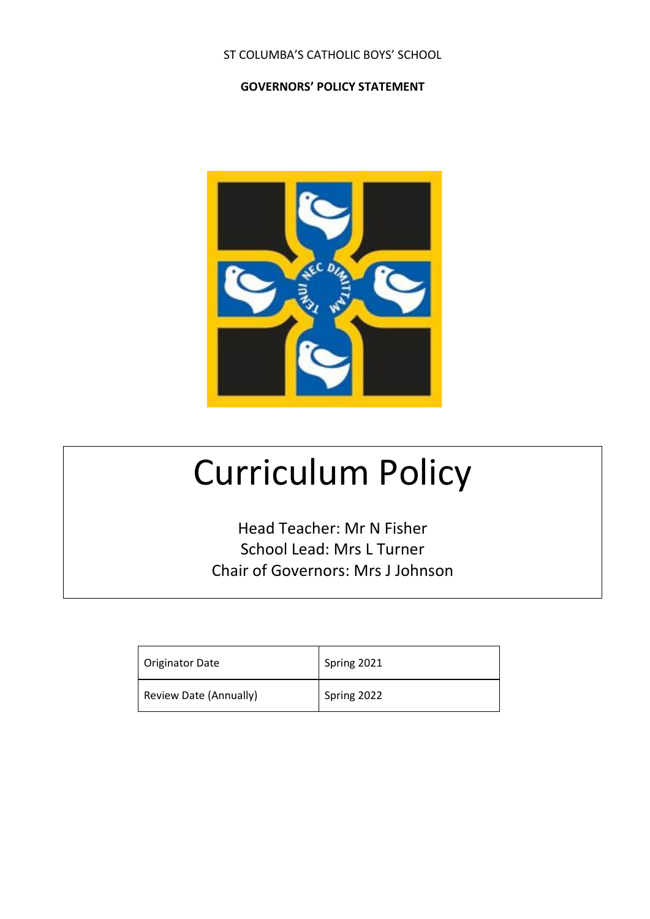ST COLUMBA'S CATHOLIC BOYS' SCHOOL

**GOVERNORS' POLICY STATEMENT**

# Curriculum Policy

Head Teacher: Mr N Fisher
School Lead: Mrs L Turner
Chair of Governors: Mrs J Johnson

| Originator Date | Spring 2021 |
|---|---|
| Review Date (Annually) | Spring 2022 |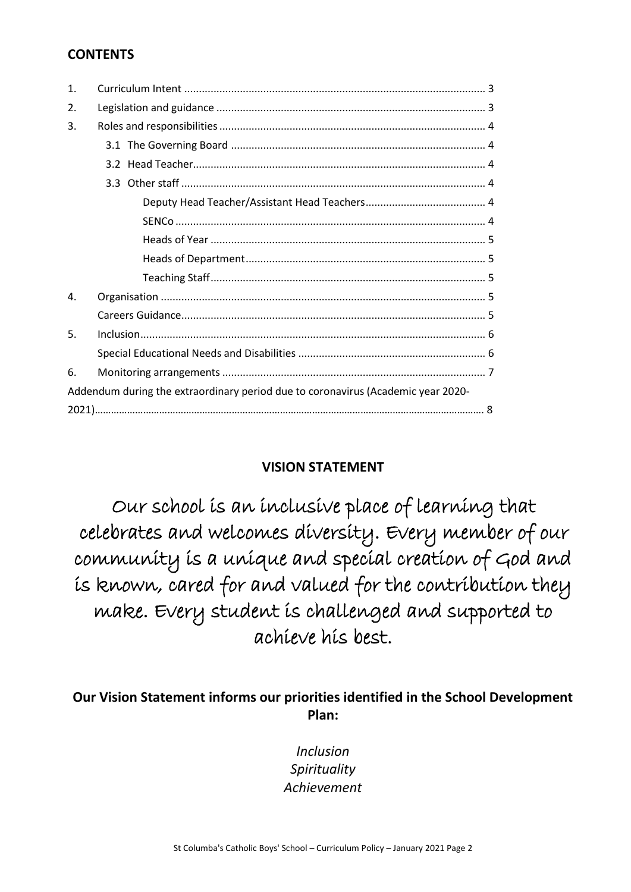## CONTENTS

1. Curriculum Intent ........ 3
2. Legislation and guidance ........ 3
3. Roles and responsibilities ........ 4
    - 3.1 The Governing Board ........ 4
    - 3.2 Head Teacher ........ 4
    - 3.3 Other staff ........ 4
        - Deputy Head Teacher/Assistant Head Teachers ........ 4
        - SENCo ........ 4
        - Heads of Year ........ 5
        - Heads of Department ........ 5
        - Teaching Staff ........ 5
4. Organisation ........ 5
    - Careers Guidance ........ 5
5. Inclusion ........ 6
    - Special Educational Needs and Disabilities ........ 6
6. Monitoring arrangements ........ 7

Addendum during the extraordinary period due to coronavirus (Academic year 2020-2021) ........ 8

## VISION STATEMENT

Our school is an inclusive place of learning that celebrates and welcomes diversity. Every member of our community is a unique and special creation of God and is known, cared for and valued for the contribution they make. Every student is challenged and supported to achieve his best.

**Our Vision Statement informs our priorities identified in the School Development Plan:**

*Inclusion*
*Spirituality*
*Achievement*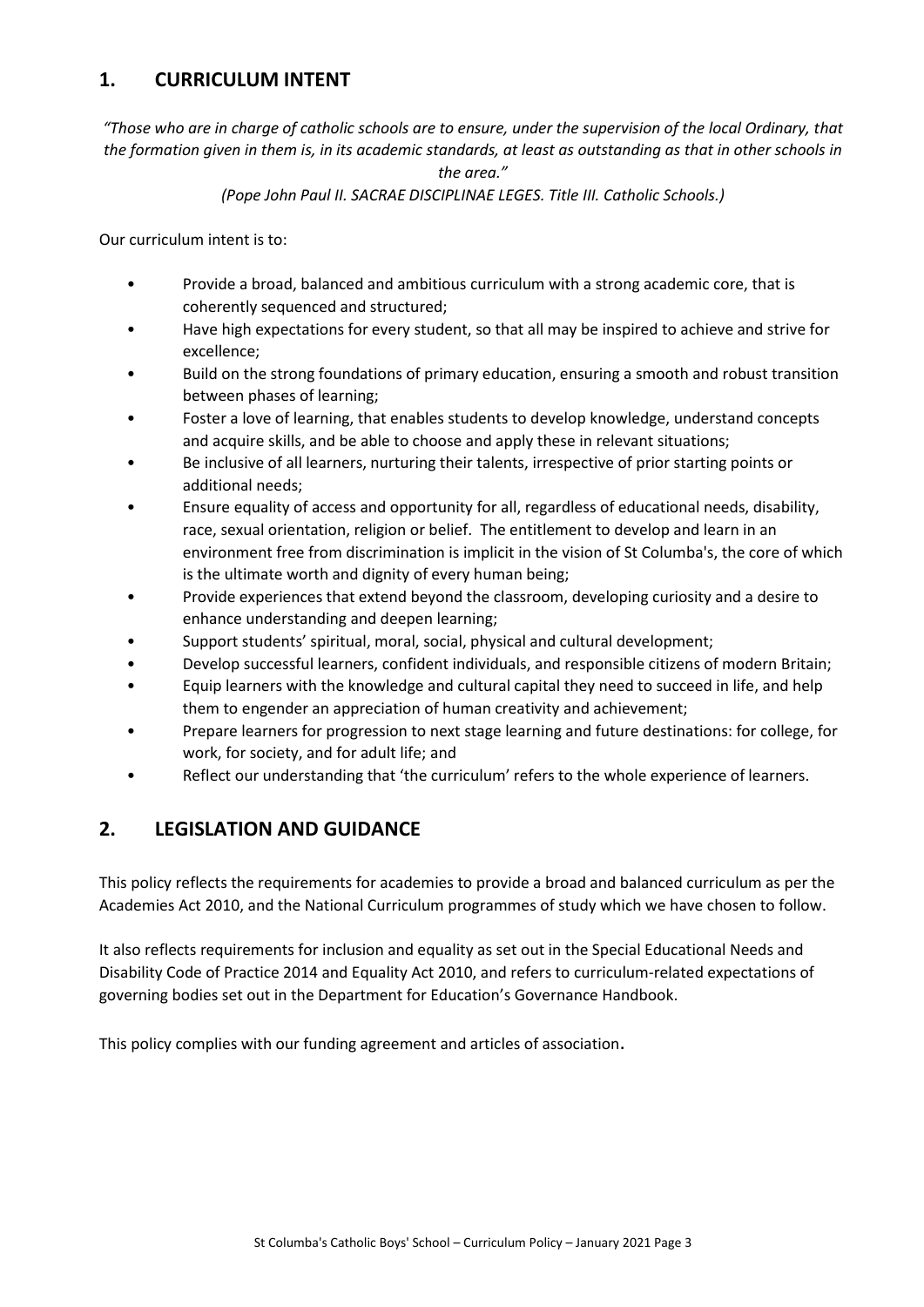## 1. CURRICULUM INTENT

*"Those who are in charge of catholic schools are to ensure, under the supervision of the local Ordinary, that the formation given in them is, in its academic standards, at least as outstanding as that in other schools in the area."*

*(Pope John Paul II. SACRAE DISCIPLINAE LEGES. Title III. Catholic Schools.)*

Our curriculum intent is to:

- Provide a broad, balanced and ambitious curriculum with a strong academic core, that is coherently sequenced and structured;
- Have high expectations for every student, so that all may be inspired to achieve and strive for excellence;
- Build on the strong foundations of primary education, ensuring a smooth and robust transition between phases of learning;
- Foster a love of learning, that enables students to develop knowledge, understand concepts and acquire skills, and be able to choose and apply these in relevant situations;
- Be inclusive of all learners, nurturing their talents, irrespective of prior starting points or additional needs;
- Ensure equality of access and opportunity for all, regardless of educational needs, disability, race, sexual orientation, religion or belief. The entitlement to develop and learn in an environment free from discrimination is implicit in the vision of St Columba's, the core of which is the ultimate worth and dignity of every human being;
- Provide experiences that extend beyond the classroom, developing curiosity and a desire to enhance understanding and deepen learning;
- Support students' spiritual, moral, social, physical and cultural development;
- Develop successful learners, confident individuals, and responsible citizens of modern Britain;
- Equip learners with the knowledge and cultural capital they need to succeed in life, and help them to engender an appreciation of human creativity and achievement;
- Prepare learners for progression to next stage learning and future destinations: for college, for work, for society, and for adult life; and
- Reflect our understanding that 'the curriculum' refers to the whole experience of learners.

## 2. LEGISLATION AND GUIDANCE

This policy reflects the requirements for academies to provide a broad and balanced curriculum as per the Academies Act 2010, and the National Curriculum programmes of study which we have chosen to follow.

It also reflects requirements for inclusion and equality as set out in the Special Educational Needs and Disability Code of Practice 2014 and Equality Act 2010, and refers to curriculum-related expectations of governing bodies set out in the Department for Education's Governance Handbook.

This policy complies with our funding agreement and articles of association.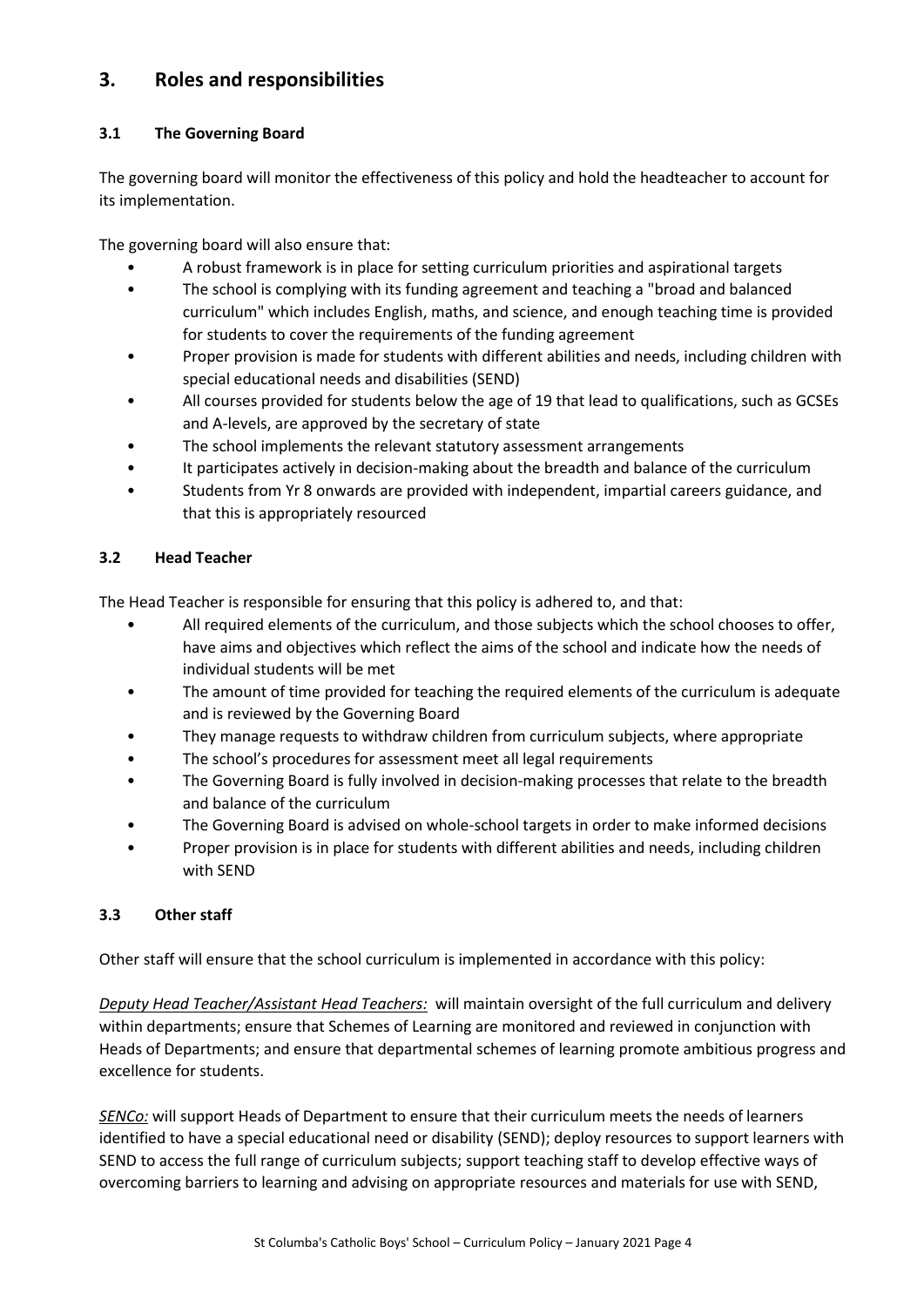# 3. Roles and responsibilities

## 3.1 The Governing Board

The governing board will monitor the effectiveness of this policy and hold the headteacher to account for its implementation.

The governing board will also ensure that:

- A robust framework is in place for setting curriculum priorities and aspirational targets
- The school is complying with its funding agreement and teaching a "broad and balanced curriculum" which includes English, maths, and science, and enough teaching time is provided for students to cover the requirements of the funding agreement
- Proper provision is made for students with different abilities and needs, including children with special educational needs and disabilities (SEND)
- All courses provided for students below the age of 19 that lead to qualifications, such as GCSEs and A-levels, are approved by the secretary of state
- The school implements the relevant statutory assessment arrangements
- It participates actively in decision-making about the breadth and balance of the curriculum
- Students from Yr 8 onwards are provided with independent, impartial careers guidance, and that this is appropriately resourced

## 3.2 Head Teacher

The Head Teacher is responsible for ensuring that this policy is adhered to, and that:

- All required elements of the curriculum, and those subjects which the school chooses to offer, have aims and objectives which reflect the aims of the school and indicate how the needs of individual students will be met
- The amount of time provided for teaching the required elements of the curriculum is adequate and is reviewed by the Governing Board
- They manage requests to withdraw children from curriculum subjects, where appropriate
- The school's procedures for assessment meet all legal requirements
- The Governing Board is fully involved in decision-making processes that relate to the breadth and balance of the curriculum
- The Governing Board is advised on whole-school targets in order to make informed decisions
- Proper provision is in place for students with different abilities and needs, including children with SEND

## 3.3 Other staff

Other staff will ensure that the school curriculum is implemented in accordance with this policy:

*Deputy Head Teacher/Assistant Head Teachers:* will maintain oversight of the full curriculum and delivery within departments; ensure that Schemes of Learning are monitored and reviewed in conjunction with Heads of Departments; and ensure that departmental schemes of learning promote ambitious progress and excellence for students.

*SENCo:* will support Heads of Department to ensure that their curriculum meets the needs of learners identified to have a special educational need or disability (SEND); deploy resources to support learners with SEND to access the full range of curriculum subjects; support teaching staff to develop effective ways of overcoming barriers to learning and advising on appropriate resources and materials for use with SEND,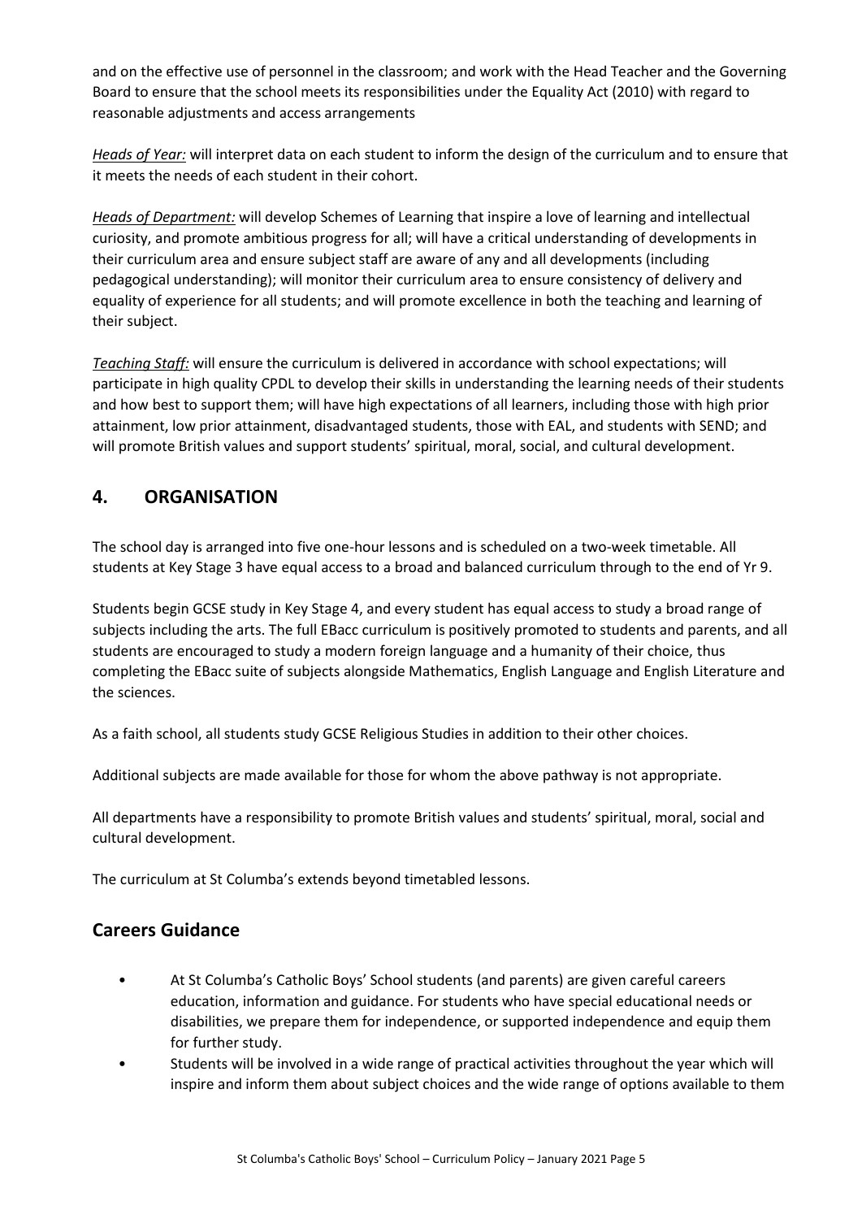and on the effective use of personnel in the classroom; and work with the Head Teacher and the Governing Board to ensure that the school meets its responsibilities under the Equality Act (2010) with regard to reasonable adjustments and access arrangements

*Heads of Year:* will interpret data on each student to inform the design of the curriculum and to ensure that it meets the needs of each student in their cohort.

*Heads of Department:* will develop Schemes of Learning that inspire a love of learning and intellectual curiosity, and promote ambitious progress for all; will have a critical understanding of developments in their curriculum area and ensure subject staff are aware of any and all developments (including pedagogical understanding); will monitor their curriculum area to ensure consistency of delivery and equality of experience for all students; and will promote excellence in both the teaching and learning of their subject.

*Teaching Staff:* will ensure the curriculum is delivered in accordance with school expectations; will participate in high quality CPDL to develop their skills in understanding the learning needs of their students and how best to support them; will have high expectations of all learners, including those with high prior attainment, low prior attainment, disadvantaged students, those with EAL, and students with SEND; and will promote British values and support students' spiritual, moral, social, and cultural development.

## 4. ORGANISATION

The school day is arranged into five one-hour lessons and is scheduled on a two-week timetable. All students at Key Stage 3 have equal access to a broad and balanced curriculum through to the end of Yr 9.

Students begin GCSE study in Key Stage 4, and every student has equal access to study a broad range of subjects including the arts. The full EBacc curriculum is positively promoted to students and parents, and all students are encouraged to study a modern foreign language and a humanity of their choice, thus completing the EBacc suite of subjects alongside Mathematics, English Language and English Literature and the sciences.

As a faith school, all students study GCSE Religious Studies in addition to their other choices.

Additional subjects are made available for those for whom the above pathway is not appropriate.

All departments have a responsibility to promote British values and students' spiritual, moral, social and cultural development.

The curriculum at St Columba's extends beyond timetabled lessons.

## Careers Guidance

- At St Columba's Catholic Boys' School students (and parents) are given careful careers education, information and guidance. For students who have special educational needs or disabilities, we prepare them for independence, or supported independence and equip them for further study.
- Students will be involved in a wide range of practical activities throughout the year which will inspire and inform them about subject choices and the wide range of options available to them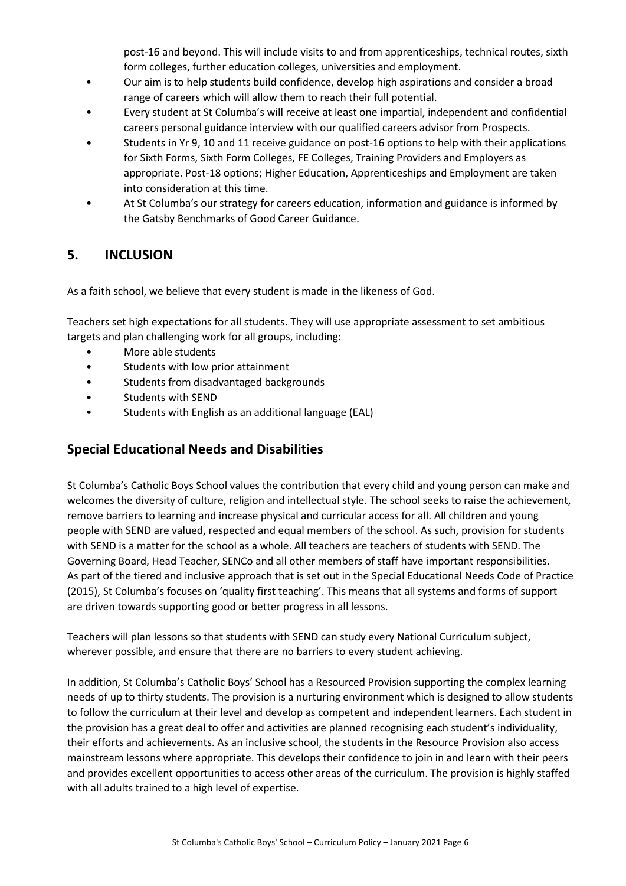post-16 and beyond. This will include visits to and from apprenticeships, technical routes, sixth form colleges, further education colleges, universities and employment.

- Our aim is to help students build confidence, develop high aspirations and consider a broad range of careers which will allow them to reach their full potential.
- Every student at St Columba's will receive at least one impartial, independent and confidential careers personal guidance interview with our qualified careers advisor from Prospects.
- Students in Yr 9, 10 and 11 receive guidance on post-16 options to help with their applications for Sixth Forms, Sixth Form Colleges, FE Colleges, Training Providers and Employers as appropriate. Post-18 options; Higher Education, Apprenticeships and Employment are taken into consideration at this time.
- At St Columba's our strategy for careers education, information and guidance is informed by the Gatsby Benchmarks of Good Career Guidance.

## 5. INCLUSION

As a faith school, we believe that every student is made in the likeness of God.

Teachers set high expectations for all students. They will use appropriate assessment to set ambitious targets and plan challenging work for all groups, including:

- More able students
- Students with low prior attainment
- Students from disadvantaged backgrounds
- Students with SEND
- Students with English as an additional language (EAL)

## Special Educational Needs and Disabilities

St Columba's Catholic Boys School values the contribution that every child and young person can make and welcomes the diversity of culture, religion and intellectual style. The school seeks to raise the achievement, remove barriers to learning and increase physical and curricular access for all. All children and young people with SEND are valued, respected and equal members of the school. As such, provision for students with SEND is a matter for the school as a whole. All teachers are teachers of students with SEND. The Governing Board, Head Teacher, SENCo and all other members of staff have important responsibilities. As part of the tiered and inclusive approach that is set out in the Special Educational Needs Code of Practice (2015), St Columba's focuses on 'quality first teaching'. This means that all systems and forms of support are driven towards supporting good or better progress in all lessons.

Teachers will plan lessons so that students with SEND can study every National Curriculum subject, wherever possible, and ensure that there are no barriers to every student achieving.

In addition, St Columba's Catholic Boys' School has a Resourced Provision supporting the complex learning needs of up to thirty students. The provision is a nurturing environment which is designed to allow students to follow the curriculum at their level and develop as competent and independent learners. Each student in the provision has a great deal to offer and activities are planned recognising each student's individuality, their efforts and achievements. As an inclusive school, the students in the Resource Provision also access mainstream lessons where appropriate. This develops their confidence to join in and learn with their peers and provides excellent opportunities to access other areas of the curriculum. The provision is highly staffed with all adults trained to a high level of expertise.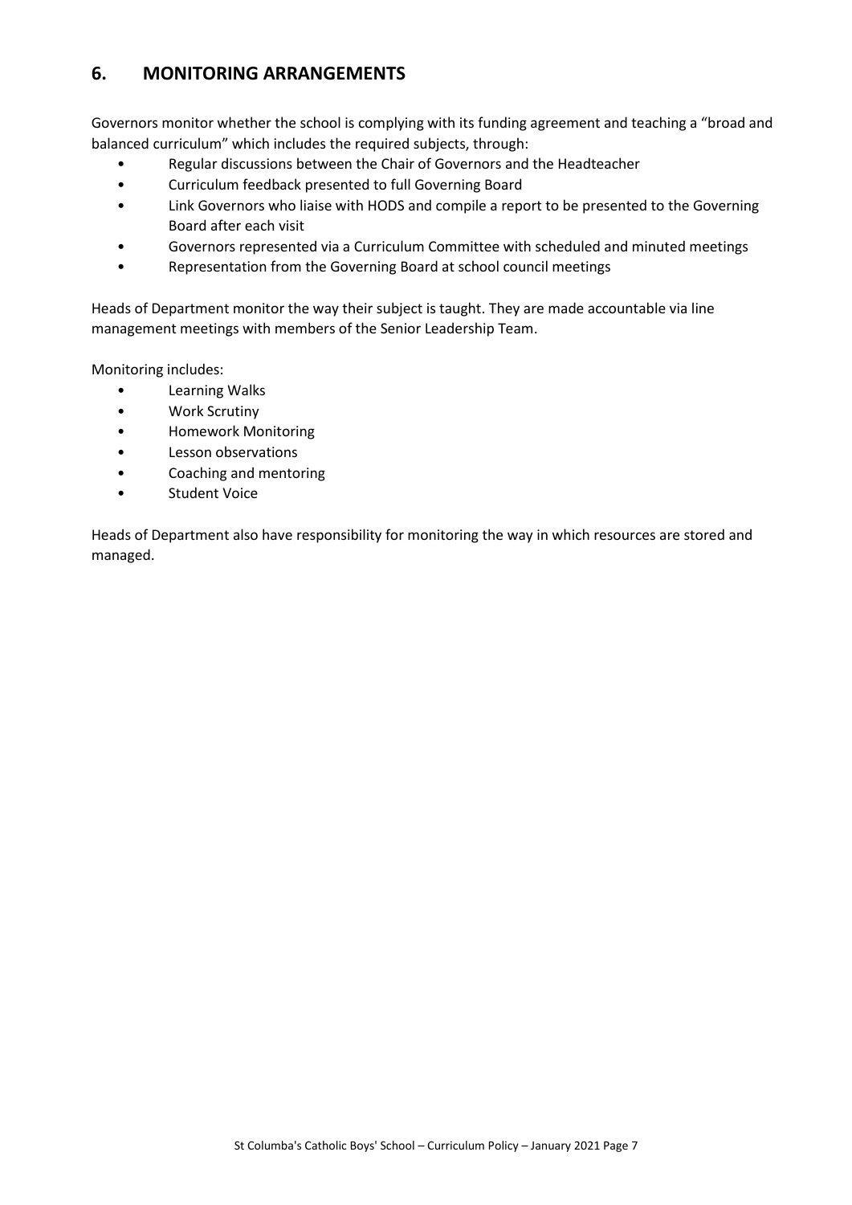## 6. MONITORING ARRANGEMENTS

Governors monitor whether the school is complying with its funding agreement and teaching a "broad and balanced curriculum" which includes the required subjects, through:

- Regular discussions between the Chair of Governors and the Headteacher
- Curriculum feedback presented to full Governing Board
- Link Governors who liaise with HODS and compile a report to be presented to the Governing Board after each visit
- Governors represented via a Curriculum Committee with scheduled and minuted meetings
- Representation from the Governing Board at school council meetings

Heads of Department monitor the way their subject is taught. They are made accountable via line management meetings with members of the Senior Leadership Team.

Monitoring includes:

- Learning Walks
- Work Scrutiny
- Homework Monitoring
- Lesson observations
- Coaching and mentoring
- Student Voice

Heads of Department also have responsibility for monitoring the way in which resources are stored and managed.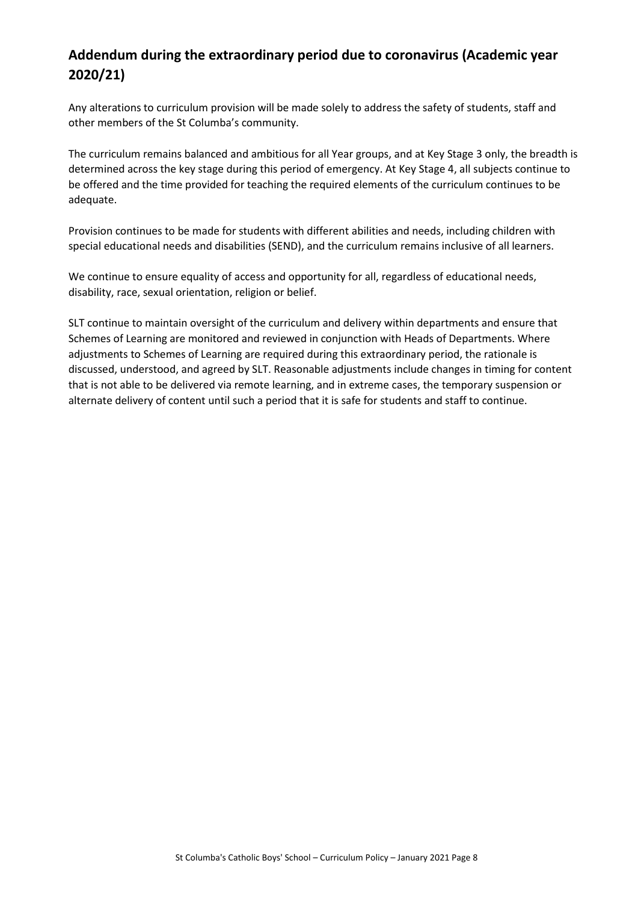## Addendum during the extraordinary period due to coronavirus (Academic year 2020/21)

Any alterations to curriculum provision will be made solely to address the safety of students, staff and other members of the St Columba's community.

The curriculum remains balanced and ambitious for all Year groups, and at Key Stage 3 only, the breadth is determined across the key stage during this period of emergency. At Key Stage 4, all subjects continue to be offered and the time provided for teaching the required elements of the curriculum continues to be adequate.

Provision continues to be made for students with different abilities and needs, including children with special educational needs and disabilities (SEND), and the curriculum remains inclusive of all learners.

We continue to ensure equality of access and opportunity for all, regardless of educational needs, disability, race, sexual orientation, religion or belief.

SLT continue to maintain oversight of the curriculum and delivery within departments and ensure that Schemes of Learning are monitored and reviewed in conjunction with Heads of Departments. Where adjustments to Schemes of Learning are required during this extraordinary period, the rationale is discussed, understood, and agreed by SLT. Reasonable adjustments include changes in timing for content that is not able to be delivered via remote learning, and in extreme cases, the temporary suspension or alternate delivery of content until such a period that it is safe for students and staff to continue.